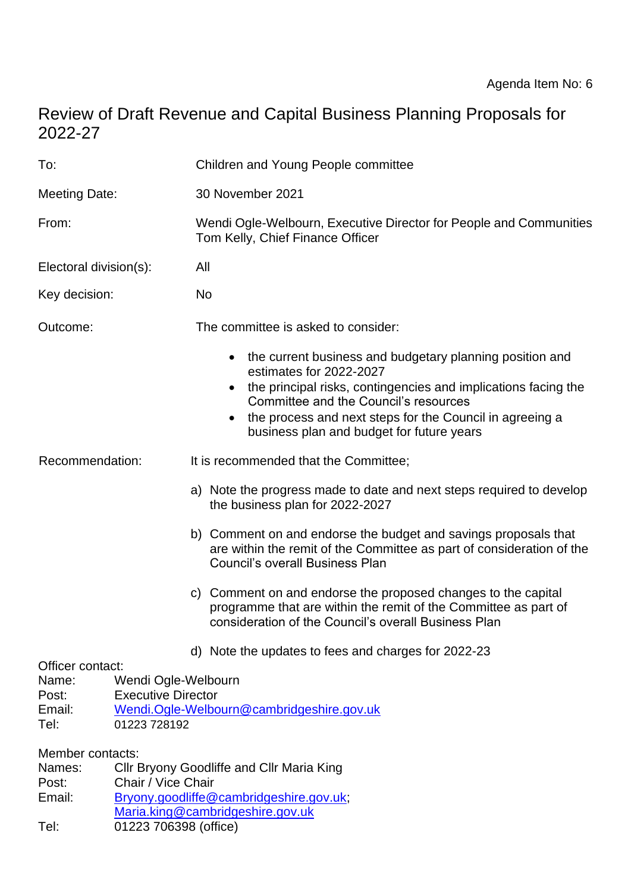Agenda Item No: 6

# Review of Draft Revenue and Capital Business Planning Proposals for 2022-27

| | |
|---|---|
| To: | Children and Young People committee |
| Meeting Date: | 30 November 2021 |
| From: | Wendi Ogle-Welbourn, Executive Director for People and Communities<br>Tom Kelly, Chief Finance Officer |
| Electoral division(s): | All |
| Key decision: | No |
| Outcome: | The committee is asked to consider:<br>• the current business and budgetary planning position and estimates for 2022-2027<br>• the principal risks, contingencies and implications facing the Committee and the Council's resources<br>• the process and next steps for the Council in agreeing a business plan and budget for future years |
| Recommendation: | It is recommended that the Committee;<br>a) Note the progress made to date and next steps required to develop the business plan for 2022-2027<br>b) Comment on and endorse the budget and savings proposals that are within the remit of the Committee as part of consideration of the Council's overall Business Plan<br>c) Comment on and endorse the proposed changes to the capital programme that are within the remit of the Committee as part of consideration of the Council's overall Business Plan<br>d) Note the updates to fees and charges for 2022-23 |

Officer contact:
Name: Wendi Ogle-Welbourn
Post: Executive Director
Email: Wendi.Ogle-Welbourn@cambridgeshire.gov.uk
Tel: 01223 728192

Member contacts:
Names: Cllr Bryony Goodliffe and Cllr Maria King
Post: Chair / Vice Chair
Email: Bryony.goodliffe@cambridgeshire.gov.uk; Maria.king@cambridgeshire.gov.uk
Tel: 01223 706398 (office)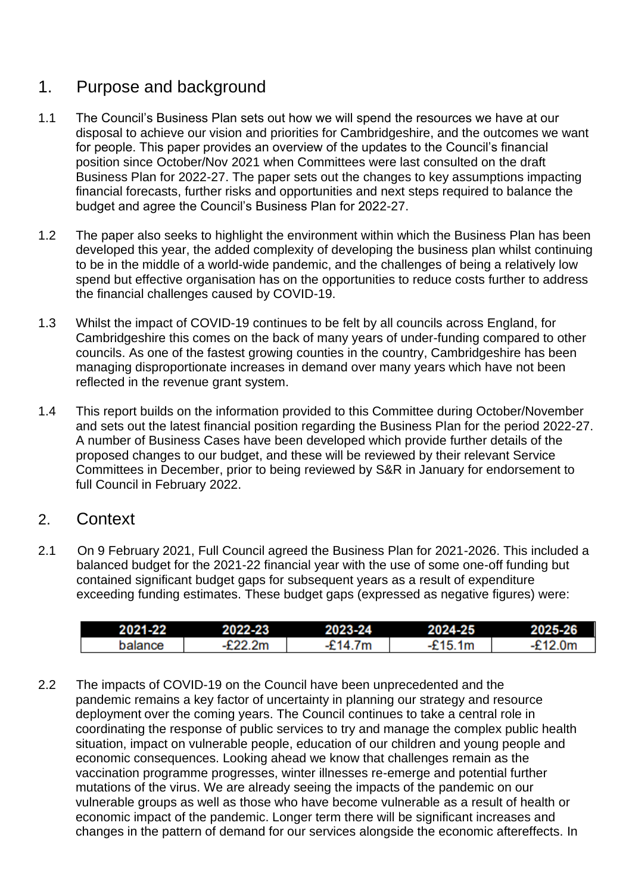## 1. Purpose and background

1.1 The Council's Business Plan sets out how we will spend the resources we have at our disposal to achieve our vision and priorities for Cambridgeshire, and the outcomes we want for people. This paper provides an overview of the updates to the Council's financial position since October/Nov 2021 when Committees were last consulted on the draft Business Plan for 2022-27. The paper sets out the changes to key assumptions impacting financial forecasts, further risks and opportunities and next steps required to balance the budget and agree the Council's Business Plan for 2022-27.

1.2 The paper also seeks to highlight the environment within which the Business Plan has been developed this year, the added complexity of developing the business plan whilst continuing to be in the middle of a world-wide pandemic, and the challenges of being a relatively low spend but effective organisation has on the opportunities to reduce costs further to address the financial challenges caused by COVID-19.

1.3 Whilst the impact of COVID-19 continues to be felt by all councils across England, for Cambridgeshire this comes on the back of many years of under-funding compared to other councils. As one of the fastest growing counties in the country, Cambridgeshire has been managing disproportionate increases in demand over many years which have not been reflected in the revenue grant system.

1.4 This report builds on the information provided to this Committee during October/November and sets out the latest financial position regarding the Business Plan for the period 2022-27. A number of Business Cases have been developed which provide further details of the proposed changes to our budget, and these will be reviewed by their relevant Service Committees in December, prior to being reviewed by S&R in January for endorsement to full Council in February 2022.

## 2. Context

2.1 On 9 February 2021, Full Council agreed the Business Plan for 2021-2026. This included a balanced budget for the 2021-22 financial year with the use of some one-off funding but contained significant budget gaps for subsequent years as a result of expenditure exceeding funding estimates. These budget gaps (expressed as negative figures) were:

| 2021-22 | 2022-23 | 2023-24 | 2024-25 | 2025-26 |
|---|---|---|---|---|
| balance | -£22.2m | -£14.7m | -£15.1m | -£12.0m |

2.2 The impacts of COVID-19 on the Council have been unprecedented and the pandemic remains a key factor of uncertainty in planning our strategy and resource deployment over the coming years. The Council continues to take a central role in coordinating the response of public services to try and manage the complex public health situation, impact on vulnerable people, education of our children and young people and economic consequences. Looking ahead we know that challenges remain as the vaccination programme progresses, winter illnesses re-emerge and potential further mutations of the virus. We are already seeing the impacts of the pandemic on our vulnerable groups as well as those who have become vulnerable as a result of health or economic impact of the pandemic. Longer term there will be significant increases and changes in the pattern of demand for our services alongside the economic aftereffects. In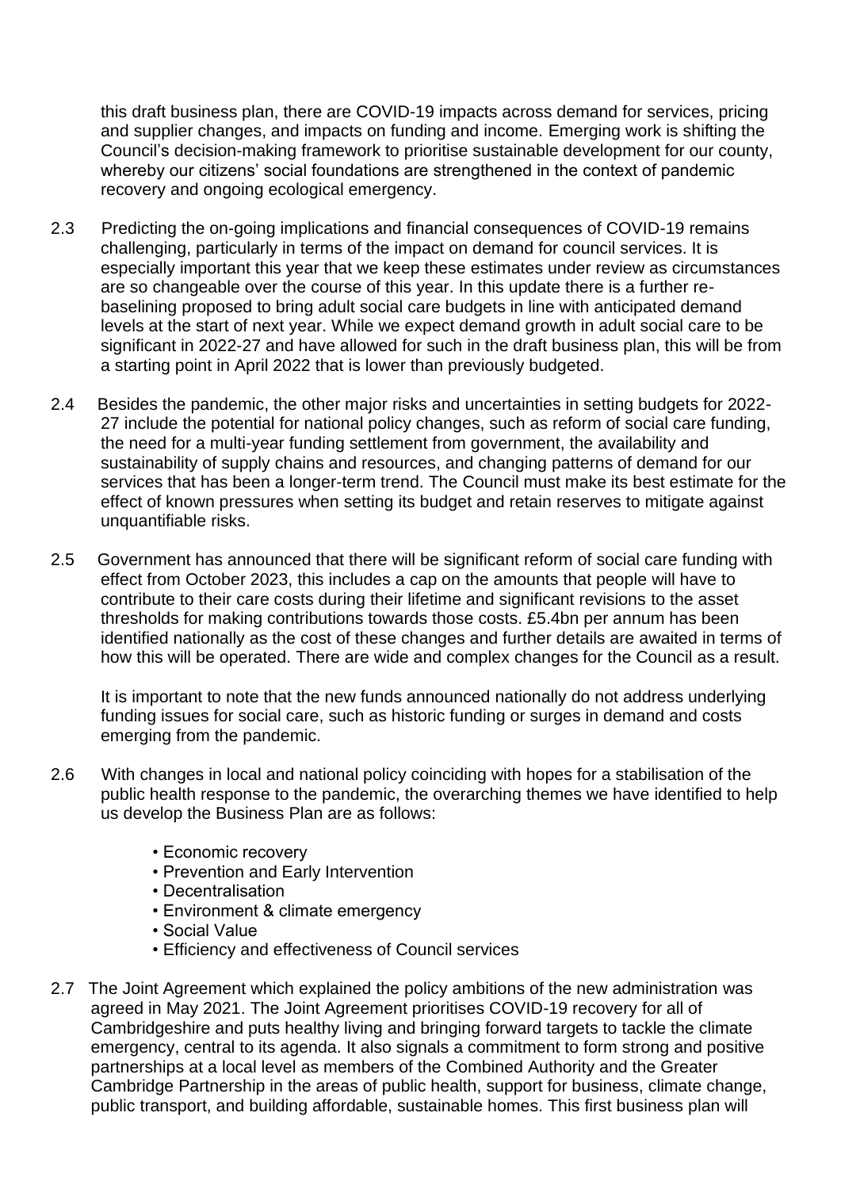this draft business plan, there are COVID-19 impacts across demand for services, pricing and supplier changes, and impacts on funding and income. Emerging work is shifting the Council's decision-making framework to prioritise sustainable development for our county, whereby our citizens' social foundations are strengthened in the context of pandemic recovery and ongoing ecological emergency.

2.3 Predicting the on-going implications and financial consequences of COVID-19 remains challenging, particularly in terms of the impact on demand for council services. It is especially important this year that we keep these estimates under review as circumstances are so changeable over the course of this year. In this update there is a further re-baselining proposed to bring adult social care budgets in line with anticipated demand levels at the start of next year. While we expect demand growth in adult social care to be significant in 2022-27 and have allowed for such in the draft business plan, this will be from a starting point in April 2022 that is lower than previously budgeted.

2.4 Besides the pandemic, the other major risks and uncertainties in setting budgets for 2022-27 include the potential for national policy changes, such as reform of social care funding, the need for a multi-year funding settlement from government, the availability and sustainability of supply chains and resources, and changing patterns of demand for our services that has been a longer-term trend. The Council must make its best estimate for the effect of known pressures when setting its budget and retain reserves to mitigate against unquantifiable risks.

2.5 Government has announced that there will be significant reform of social care funding with effect from October 2023, this includes a cap on the amounts that people will have to contribute to their care costs during their lifetime and significant revisions to the asset thresholds for making contributions towards those costs. £5.4bn per annum has been identified nationally as the cost of these changes and further details are awaited in terms of how this will be operated. There are wide and complex changes for the Council as a result.

It is important to note that the new funds announced nationally do not address underlying funding issues for social care, such as historic funding or surges in demand and costs emerging from the pandemic.

2.6 With changes in local and national policy coinciding with hopes for a stabilisation of the public health response to the pandemic, the overarching themes we have identified to help us develop the Business Plan are as follows:

- Economic recovery
- Prevention and Early Intervention
- Decentralisation
- Environment & climate emergency
- Social Value
- Efficiency and effectiveness of Council services

2.7 The Joint Agreement which explained the policy ambitions of the new administration was agreed in May 2021. The Joint Agreement prioritises COVID-19 recovery for all of Cambridgeshire and puts healthy living and bringing forward targets to tackle the climate emergency, central to its agenda. It also signals a commitment to form strong and positive partnerships at a local level as members of the Combined Authority and the Greater Cambridge Partnership in the areas of public health, support for business, climate change, public transport, and building affordable, sustainable homes. This first business plan will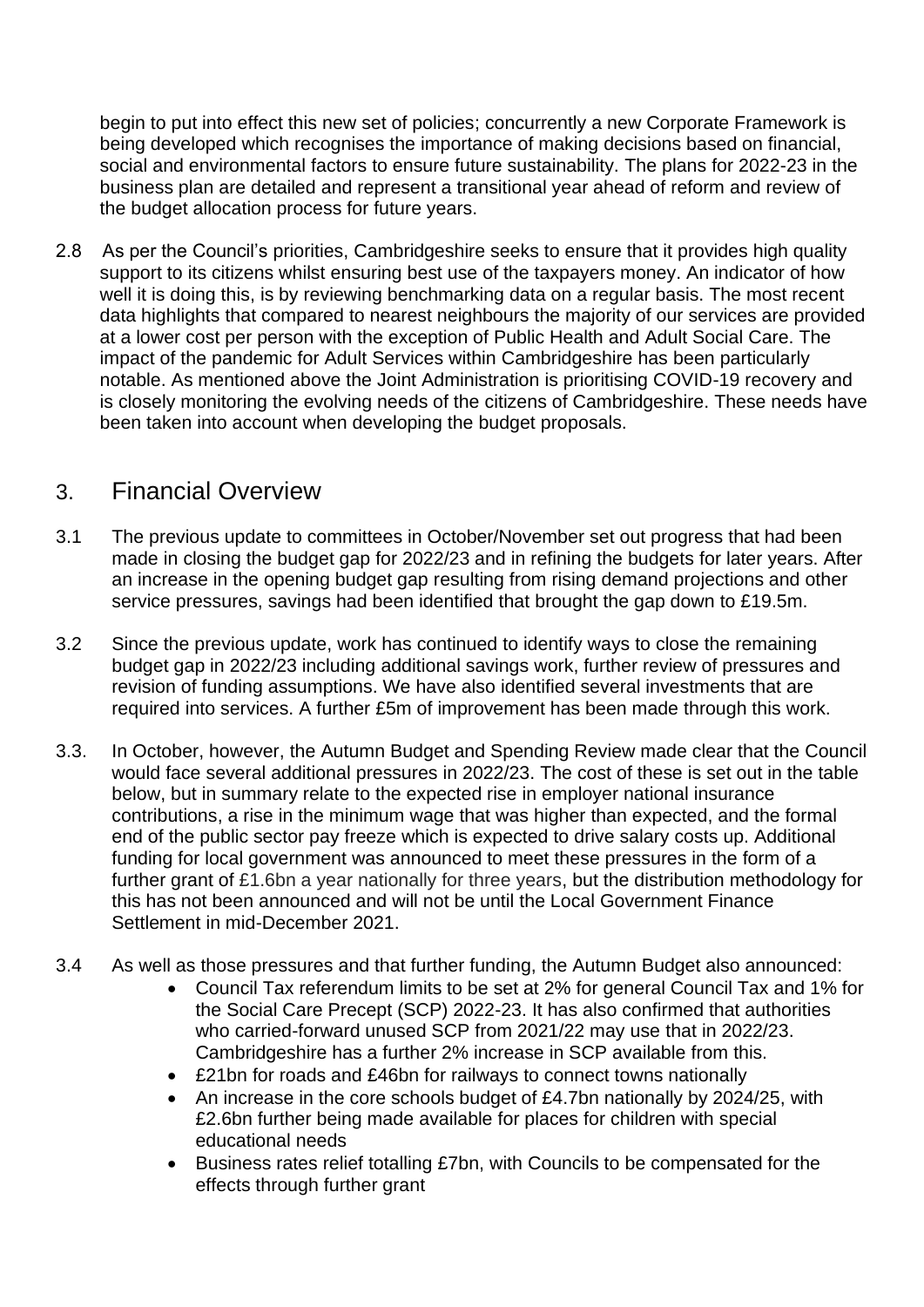begin to put into effect this new set of policies; concurrently a new Corporate Framework is being developed which recognises the importance of making decisions based on financial, social and environmental factors to ensure future sustainability. The plans for 2022-23 in the business plan are detailed and represent a transitional year ahead of reform and review of the budget allocation process for future years.

2.8 As per the Council's priorities, Cambridgeshire seeks to ensure that it provides high quality support to its citizens whilst ensuring best use of the taxpayers money. An indicator of how well it is doing this, is by reviewing benchmarking data on a regular basis. The most recent data highlights that compared to nearest neighbours the majority of our services are provided at a lower cost per person with the exception of Public Health and Adult Social Care. The impact of the pandemic for Adult Services within Cambridgeshire has been particularly notable. As mentioned above the Joint Administration is prioritising COVID-19 recovery and is closely monitoring the evolving needs of the citizens of Cambridgeshire. These needs have been taken into account when developing the budget proposals.

## 3. Financial Overview

3.1 The previous update to committees in October/November set out progress that had been made in closing the budget gap for 2022/23 and in refining the budgets for later years. After an increase in the opening budget gap resulting from rising demand projections and other service pressures, savings had been identified that brought the gap down to £19.5m.

3.2 Since the previous update, work has continued to identify ways to close the remaining budget gap in 2022/23 including additional savings work, further review of pressures and revision of funding assumptions. We have also identified several investments that are required into services. A further £5m of improvement has been made through this work.

3.3. In October, however, the Autumn Budget and Spending Review made clear that the Council would face several additional pressures in 2022/23. The cost of these is set out in the table below, but in summary relate to the expected rise in employer national insurance contributions, a rise in the minimum wage that was higher than expected, and the formal end of the public sector pay freeze which is expected to drive salary costs up. Additional funding for local government was announced to meet these pressures in the form of a further grant of £1.6bn a year nationally for three years, but the distribution methodology for this has not been announced and will not be until the Local Government Finance Settlement in mid-December 2021.

3.4 As well as those pressures and that further funding, the Autumn Budget also announced:

- Council Tax referendum limits to be set at 2% for general Council Tax and 1% for the Social Care Precept (SCP) 2022-23. It has also confirmed that authorities who carried-forward unused SCP from 2021/22 may use that in 2022/23. Cambridgeshire has a further 2% increase in SCP available from this.
- £21bn for roads and £46bn for railways to connect towns nationally
- An increase in the core schools budget of £4.7bn nationally by 2024/25, with £2.6bn further being made available for places for children with special educational needs
- Business rates relief totalling £7bn, with Councils to be compensated for the effects through further grant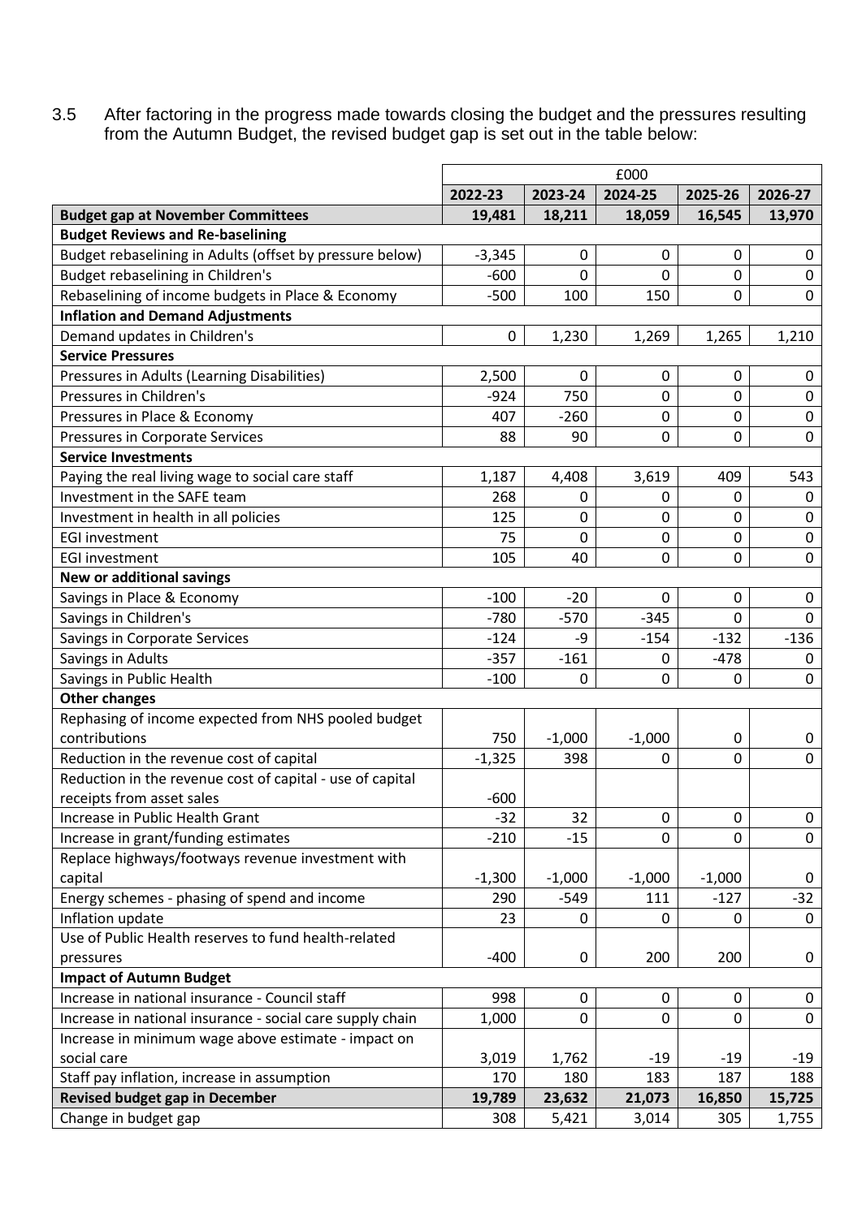3.5 After factoring in the progress made towards closing the budget and the pressures resulting from the Autumn Budget, the revised budget gap is set out in the table below:

| | £000 | | | | |
|---|---|---|---|---|---|
| | 2022-23 | 2023-24 | 2024-25 | 2025-26 | 2026-27 |
| **Budget gap at November Committees** | **19,481** | **18,211** | **18,059** | **16,545** | **13,970** |
| **Budget Reviews and Re-baselining** | | | | | |
| Budget rebaselining in Adults (offset by pressure below) | -3,345 | 0 | 0 | 0 | 0 |
| Budget rebaselining in Children's | -600 | 0 | 0 | 0 | 0 |
| Rebaselining of income budgets in Place & Economy | -500 | 100 | 150 | 0 | 0 |
| **Inflation and Demand Adjustments** | | | | | |
| Demand updates in Children's | 0 | 1,230 | 1,269 | 1,265 | 1,210 |
| **Service Pressures** | | | | | |
| Pressures in Adults (Learning Disabilities) | 2,500 | 0 | 0 | 0 | 0 |
| Pressures in Children's | -924 | 750 | 0 | 0 | 0 |
| Pressures in Place & Economy | 407 | -260 | 0 | 0 | 0 |
| Pressures in Corporate Services | 88 | 90 | 0 | 0 | 0 |
| **Service Investments** | | | | | |
| Paying the real living wage to social care staff | 1,187 | 4,408 | 3,619 | 409 | 543 |
| Investment in the SAFE team | 268 | 0 | 0 | 0 | 0 |
| Investment in health in all policies | 125 | 0 | 0 | 0 | 0 |
| EGI investment | 75 | 0 | 0 | 0 | 0 |
| EGI investment | 105 | 40 | 0 | 0 | 0 |
| **New or additional savings** | | | | | |
| Savings in Place & Economy | -100 | -20 | 0 | 0 | 0 |
| Savings in Children's | -780 | -570 | -345 | 0 | 0 |
| Savings in Corporate Services | -124 | -9 | -154 | -132 | -136 |
| Savings in Adults | -357 | -161 | 0 | -478 | 0 |
| Savings in Public Health | -100 | 0 | 0 | 0 | 0 |
| **Other changes** | | | | | |
| Rephasing of income expected from NHS pooled budget contributions | 750 | -1,000 | -1,000 | 0 | 0 |
| Reduction in the revenue cost of capital | -1,325 | 398 | 0 | 0 | 0 |
| Reduction in the revenue cost of capital - use of capital receipts from asset sales | -600 | | | | |
| Increase in Public Health Grant | -32 | 32 | 0 | 0 | 0 |
| Increase in grant/funding estimates | -210 | -15 | 0 | 0 | 0 |
| Replace highways/footways revenue investment with capital | -1,300 | -1,000 | -1,000 | -1,000 | 0 |
| Energy schemes - phasing of spend and income | 290 | -549 | 111 | -127 | -32 |
| Inflation update | 23 | 0 | 0 | 0 | 0 |
| Use of Public Health reserves to fund health-related pressures | -400 | 0 | 200 | 200 | 0 |
| **Impact of Autumn Budget** | | | | | |
| Increase in national insurance - Council staff | 998 | 0 | 0 | 0 | 0 |
| Increase in national insurance - social care supply chain | 1,000 | 0 | 0 | 0 | 0 |
| Increase in minimum wage above estimate - impact on social care | 3,019 | 1,762 | -19 | -19 | -19 |
| Staff pay inflation, increase in assumption | 170 | 180 | 183 | 187 | 188 |
| **Revised budget gap in December** | **19,789** | **23,632** | **21,073** | **16,850** | **15,725** |
| Change in budget gap | 308 | 5,421 | 3,014 | 305 | 1,755 |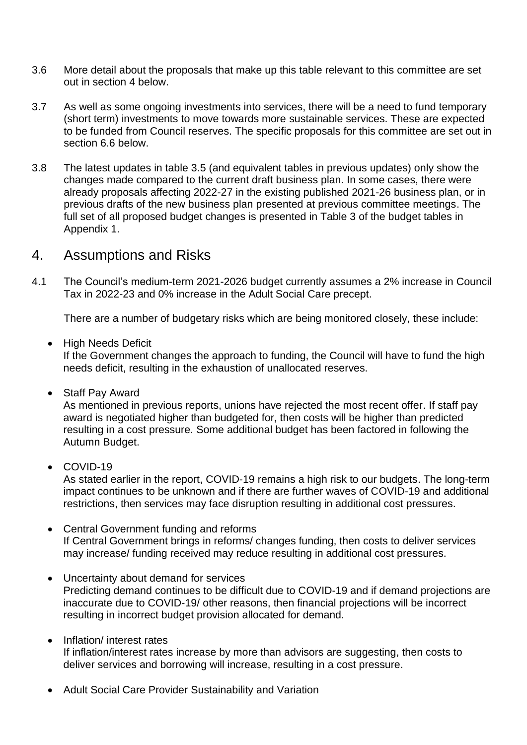3.6 More detail about the proposals that make up this table relevant to this committee are set out in section 4 below.

3.7 As well as some ongoing investments into services, there will be a need to fund temporary (short term) investments to move towards more sustainable services. These are expected to be funded from Council reserves. The specific proposals for this committee are set out in section 6.6 below.

3.8 The latest updates in table 3.5 (and equivalent tables in previous updates) only show the changes made compared to the current draft business plan. In some cases, there were already proposals affecting 2022-27 in the existing published 2021-26 business plan, or in previous drafts of the new business plan presented at previous committee meetings. The full set of all proposed budget changes is presented in Table 3 of the budget tables in Appendix 1.

# 4. Assumptions and Risks

4.1 The Council's medium-term 2021-2026 budget currently assumes a 2% increase in Council Tax in 2022-23 and 0% increase in the Adult Social Care precept.

There are a number of budgetary risks which are being monitored closely, these include:

- High Needs Deficit
  If the Government changes the approach to funding, the Council will have to fund the high needs deficit, resulting in the exhaustion of unallocated reserves.

- Staff Pay Award
  As mentioned in previous reports, unions have rejected the most recent offer. If staff pay award is negotiated higher than budgeted for, then costs will be higher than predicted resulting in a cost pressure. Some additional budget has been factored in following the Autumn Budget.

- COVID-19
  As stated earlier in the report, COVID-19 remains a high risk to our budgets. The long-term impact continues to be unknown and if there are further waves of COVID-19 and additional restrictions, then services may face disruption resulting in additional cost pressures.

- Central Government funding and reforms
  If Central Government brings in reforms/ changes funding, then costs to deliver services may increase/ funding received may reduce resulting in additional cost pressures.

- Uncertainty about demand for services
  Predicting demand continues to be difficult due to COVID-19 and if demand projections are inaccurate due to COVID-19/ other reasons, then financial projections will be incorrect resulting in incorrect budget provision allocated for demand.

- Inflation/ interest rates
  If inflation/interest rates increase by more than advisors are suggesting, then costs to deliver services and borrowing will increase, resulting in a cost pressure.

- Adult Social Care Provider Sustainability and Variation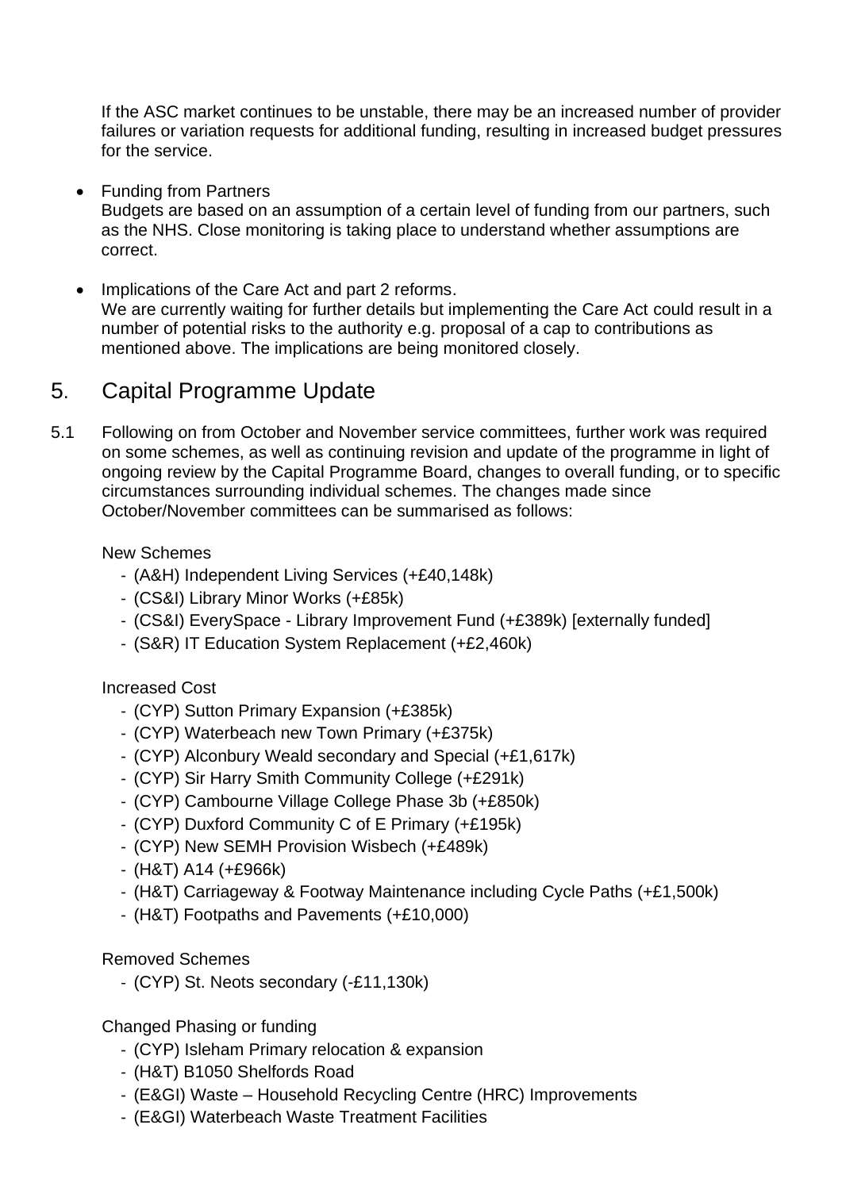If the ASC market continues to be unstable, there may be an increased number of provider failures or variation requests for additional funding, resulting in increased budget pressures for the service.

- Funding from Partners
  Budgets are based on an assumption of a certain level of funding from our partners, such as the NHS. Close monitoring is taking place to understand whether assumptions are correct.

- Implications of the Care Act and part 2 reforms.
  We are currently waiting for further details but implementing the Care Act could result in a number of potential risks to the authority e.g. proposal of a cap to contributions as mentioned above. The implications are being monitored closely.

## 5. Capital Programme Update

5.1 Following on from October and November service committees, further work was required on some schemes, as well as continuing revision and update of the programme in light of ongoing review by the Capital Programme Board, changes to overall funding, or to specific circumstances surrounding individual schemes. The changes made since October/November committees can be summarised as follows:

New Schemes

- (A&H) Independent Living Services (+£40,148k)
- (CS&I) Library Minor Works (+£85k)
- (CS&I) EverySpace - Library Improvement Fund (+£389k) [externally funded]
- (S&R) IT Education System Replacement (+£2,460k)

Increased Cost

- (CYP) Sutton Primary Expansion (+£385k)
- (CYP) Waterbeach new Town Primary (+£375k)
- (CYP) Alconbury Weald secondary and Special (+£1,617k)
- (CYP) Sir Harry Smith Community College (+£291k)
- (CYP) Cambourne Village College Phase 3b (+£850k)
- (CYP) Duxford Community C of E Primary (+£195k)
- (CYP) New SEMH Provision Wisbech (+£489k)
- (H&T) A14 (+£966k)
- (H&T) Carriageway & Footway Maintenance including Cycle Paths (+£1,500k)
- (H&T) Footpaths and Pavements (+£10,000)

Removed Schemes

- (CYP) St. Neots secondary (-£11,130k)

Changed Phasing or funding

- (CYP) Isleham Primary relocation & expansion
- (H&T) B1050 Shelfords Road
- (E&GI) Waste – Household Recycling Centre (HRC) Improvements
- (E&GI) Waterbeach Waste Treatment Facilities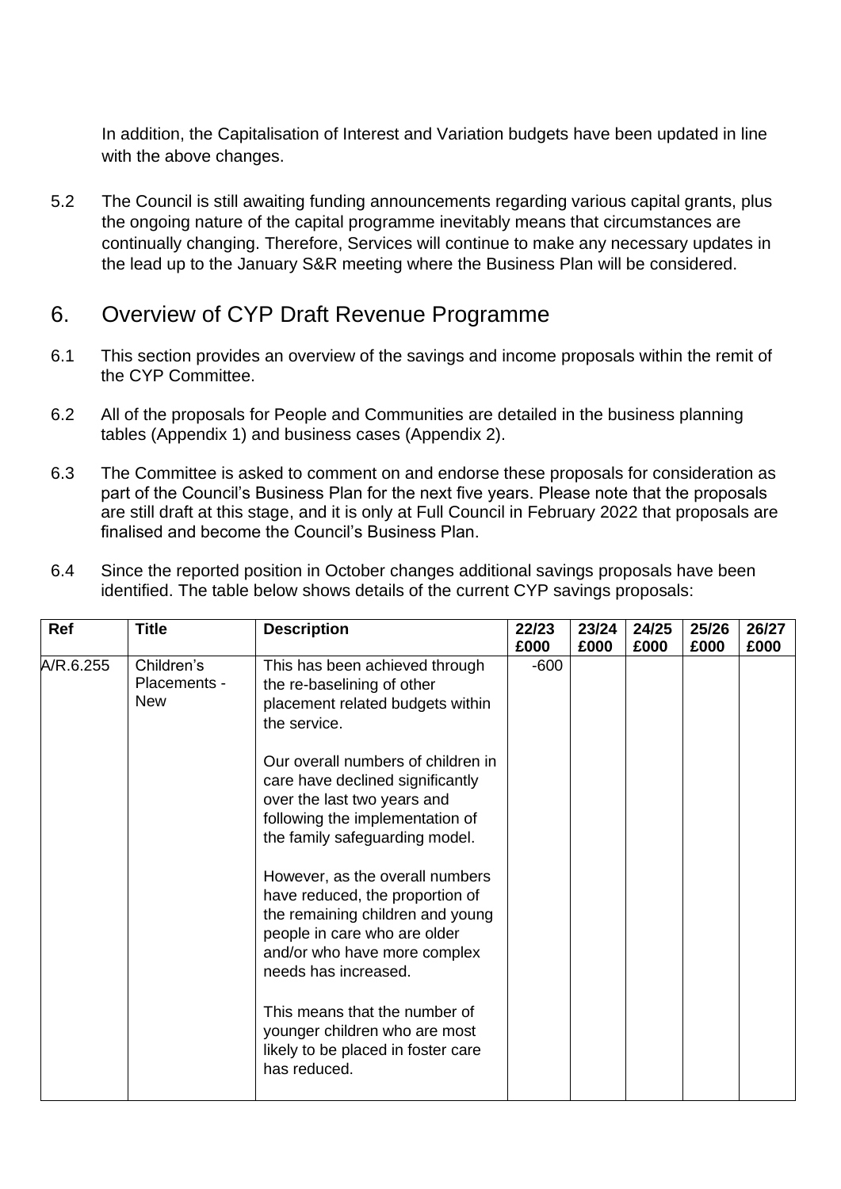In addition, the Capitalisation of Interest and Variation budgets have been updated in line with the above changes.

5.2 The Council is still awaiting funding announcements regarding various capital grants, plus the ongoing nature of the capital programme inevitably means that circumstances are continually changing. Therefore, Services will continue to make any necessary updates in the lead up to the January S&R meeting where the Business Plan will be considered.

## 6. Overview of CYP Draft Revenue Programme

6.1 This section provides an overview of the savings and income proposals within the remit of the CYP Committee.

6.2 All of the proposals for People and Communities are detailed in the business planning tables (Appendix 1) and business cases (Appendix 2).

6.3 The Committee is asked to comment on and endorse these proposals for consideration as part of the Council's Business Plan for the next five years. Please note that the proposals are still draft at this stage, and it is only at Full Council in February 2022 that proposals are finalised and become the Council's Business Plan.

6.4 Since the reported position in October changes additional savings proposals have been identified. The table below shows details of the current CYP savings proposals:

| Ref | Title | Description | 22/23 £000 | 23/24 £000 | 24/25 £000 | 25/26 £000 | 26/27 £000 |
|---|---|---|---|---|---|---|---|
| A/R.6.255 | Children's Placements - New | This has been achieved through the re-baselining of other placement related budgets within the service.<br><br>Our overall numbers of children in care have declined significantly over the last two years and following the implementation of the family safeguarding model.<br><br>However, as the overall numbers have reduced, the proportion of the remaining children and young people in care who are older and/or who have more complex needs has increased.<br><br>This means that the number of younger children who are most likely to be placed in foster care has reduced. | -600 | | | | |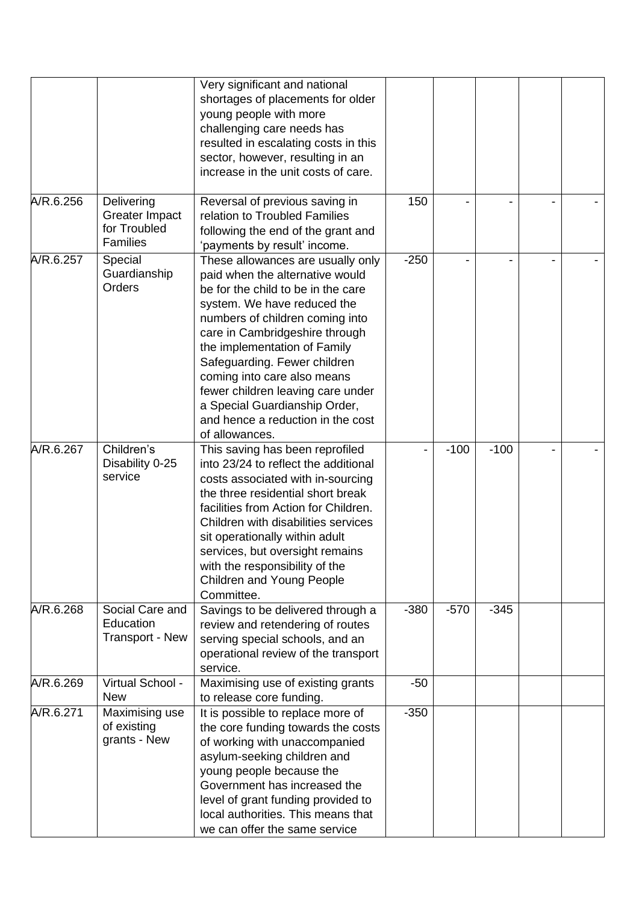| | | | | | | | |
|---|---|---|---|---|---|---|---|
| | | Very significant and national shortages of placements for older young people with more challenging care needs has resulted in escalating costs in this sector, however, resulting in an increase in the unit costs of care. | | | | | |
| A/R.6.256 | Delivering Greater Impact for Troubled Families | Reversal of previous saving in relation to Troubled Families following the end of the grant and 'payments by result' income. | 150 | - | - | - | - |
| A/R.6.257 | Special Guardianship Orders | These allowances are usually only paid when the alternative would be for the child to be in the care system. We have reduced the numbers of children coming into care in Cambridgeshire through the implementation of Family Safeguarding. Fewer children coming into care also means fewer children leaving care under a Special Guardianship Order, and hence a reduction in the cost of allowances. | -250 | - | - | - | - |
| A/R.6.267 | Children's Disability 0-25 service | This saving has been reprofiled into 23/24 to reflect the additional costs associated with in-sourcing the three residential short break facilities from Action for Children. Children with disabilities services sit operationally within adult services, but oversight remains with the responsibility of the Children and Young People Committee. | - | -100 | -100 | - | - |
| A/R.6.268 | Social Care and Education Transport - New | Savings to be delivered through a review and retendering of routes serving special schools, and an operational review of the transport service. | -380 | -570 | -345 | | |
| A/R.6.269 | Virtual School - New | Maximising use of existing grants to release core funding. | -50 | | | | |
| A/R.6.271 | Maximising use of existing grants - New | It is possible to replace more of the core funding towards the costs of working with unaccompanied asylum-seeking children and young people because the Government has increased the level of grant funding provided to local authorities. This means that we can offer the same service | -350 | | | | |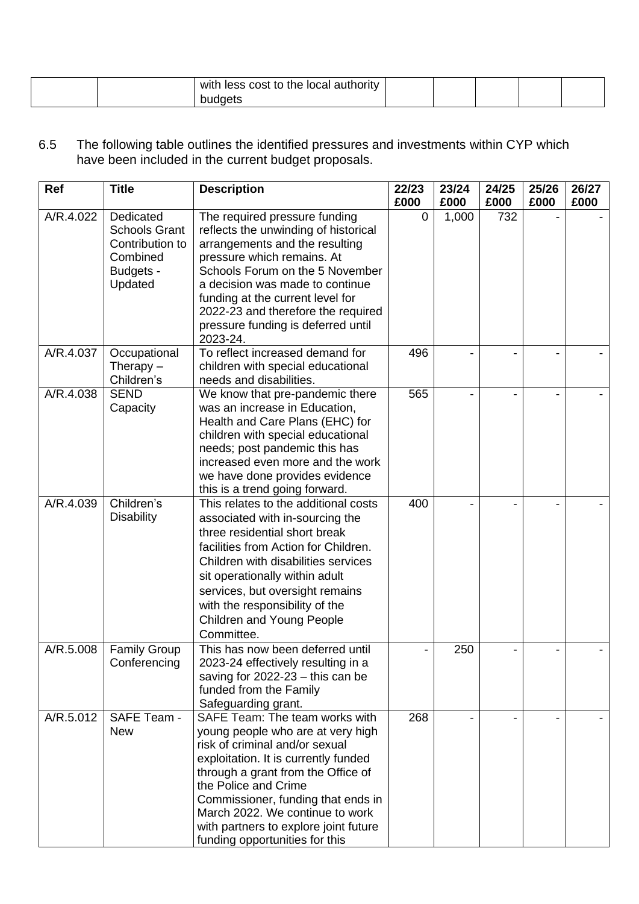| | | with less cost to the local authority budgets | | | | | |
|---|---|---|---|---|---|---|---|

6.5 The following table outlines the identified pressures and investments within CYP which have been included in the current budget proposals.

| Ref | Title | Description | 22/23 £000 | 23/24 £000 | 24/25 £000 | 25/26 £000 | 26/27 £000 |
|---|---|---|---|---|---|---|---|
| A/R.4.022 | Dedicated Schools Grant Contribution to Combined Budgets - Updated | The required pressure funding reflects the unwinding of historical arrangements and the resulting pressure which remains. At Schools Forum on the 5 November a decision was made to continue funding at the current level for 2022-23 and therefore the required pressure funding is deferred until 2023-24. | 0 | 1,000 | 732 | - | - |
| A/R.4.037 | Occupational Therapy – Children's | To reflect increased demand for children with special educational needs and disabilities. | 496 | - | - | - | - |
| A/R.4.038 | SEND Capacity | We know that pre-pandemic there was an increase in Education, Health and Care Plans (EHC) for children with special educational needs; post pandemic this has increased even more and the work we have done provides evidence this is a trend going forward. | 565 | - | - | - | - |
| A/R.4.039 | Children's Disability | This relates to the additional costs associated with in-sourcing the three residential short break facilities from Action for Children. Children with disabilities services sit operationally within adult services, but oversight remains with the responsibility of the Children and Young People Committee. | 400 | - | - | - | - |
| A/R.5.008 | Family Group Conferencing | This has now been deferred until 2023-24 effectively resulting in a saving for 2022-23 – this can be funded from the Family Safeguarding grant. | - | 250 | - | - | - |
| A/R.5.012 | SAFE Team - New | SAFE Team: The team works with young people who are at very high risk of criminal and/or sexual exploitation. It is currently funded through a grant from the Office of the Police and Crime Commissioner, funding that ends in March 2022. We continue to work with partners to explore joint future funding opportunities for this | 268 | - | - | - | - |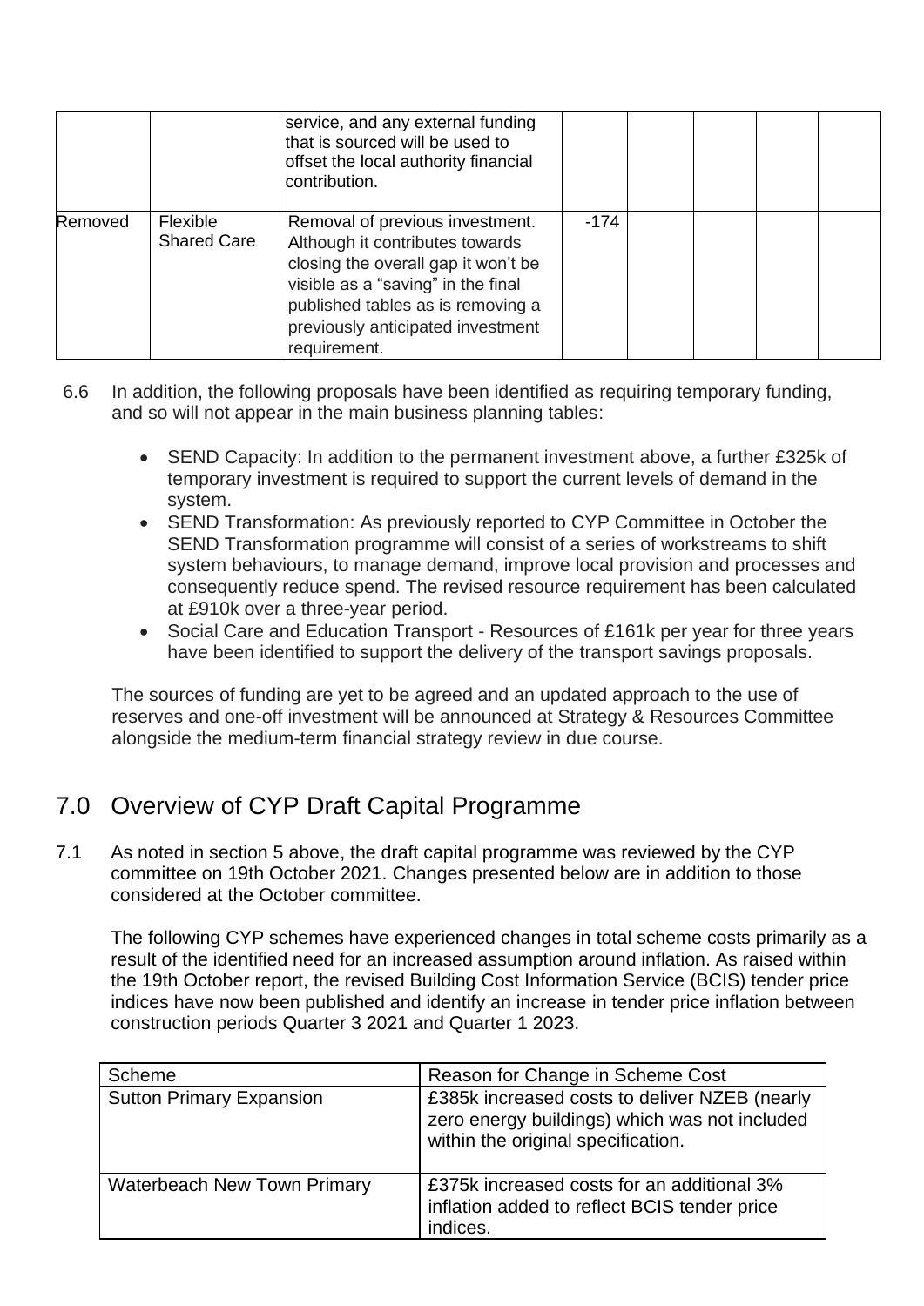|  |  | service, and any external funding that is sourced will be used to offset the local authority financial contribution. |  |  |  |  |  |
| --- | --- | --- | --- | --- | --- | --- | --- |
| Removed | Flexible Shared Care | Removal of previous investment. Although it contributes towards closing the overall gap it won't be visible as a "saving" in the final published tables as is removing a previously anticipated investment requirement. | -174 |  |  |  |  |

6.6 In addition, the following proposals have been identified as requiring temporary funding, and so will not appear in the main business planning tables:

- SEND Capacity: In addition to the permanent investment above, a further £325k of temporary investment is required to support the current levels of demand in the system.
- SEND Transformation: As previously reported to CYP Committee in October the SEND Transformation programme will consist of a series of workstreams to shift system behaviours, to manage demand, improve local provision and processes and consequently reduce spend. The revised resource requirement has been calculated at £910k over a three-year period.
- Social Care and Education Transport - Resources of £161k per year for three years have been identified to support the delivery of the transport savings proposals.

The sources of funding are yet to be agreed and an updated approach to the use of reserves and one-off investment will be announced at Strategy & Resources Committee alongside the medium-term financial strategy review in due course.

## 7.0 Overview of CYP Draft Capital Programme

7.1 As noted in section 5 above, the draft capital programme was reviewed by the CYP committee on 19th October 2021. Changes presented below are in addition to those considered at the October committee.

The following CYP schemes have experienced changes in total scheme costs primarily as a result of the identified need for an increased assumption around inflation. As raised within the 19th October report, the revised Building Cost Information Service (BCIS) tender price indices have now been published and identify an increase in tender price inflation between construction periods Quarter 3 2021 and Quarter 1 2023.

| Scheme | Reason for Change in Scheme Cost |
| --- | --- |
| Sutton Primary Expansion | £385k increased costs to deliver NZEB (nearly zero energy buildings) which was not included within the original specification. |
| Waterbeach New Town Primary | £375k increased costs for an additional 3% inflation added to reflect BCIS tender price indices. |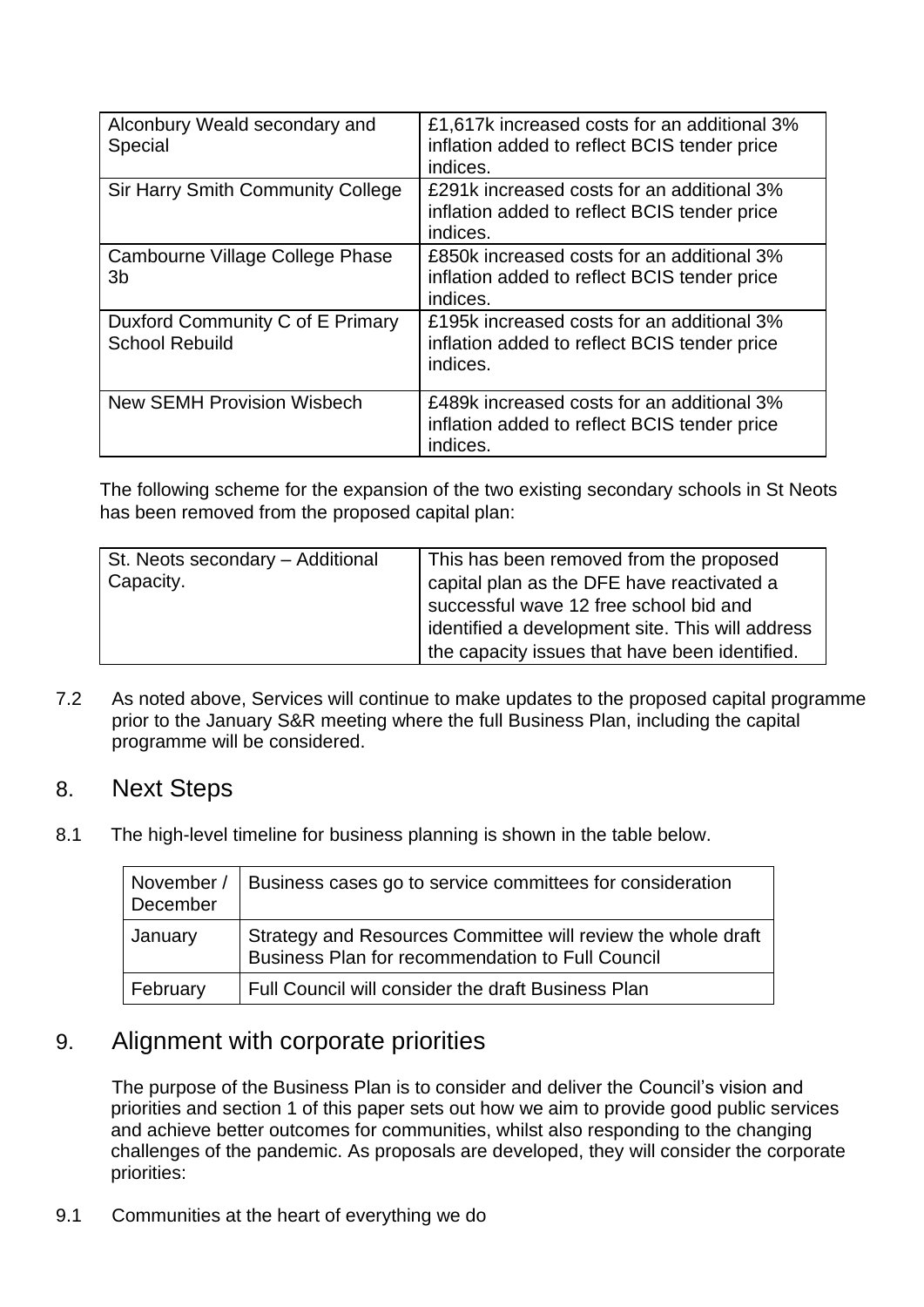| Alconbury Weald secondary and Special | £1,617k increased costs for an additional 3% inflation added to reflect BCIS tender price indices. |
|---|---|
| Sir Harry Smith Community College | £291k increased costs for an additional 3% inflation added to reflect BCIS tender price indices. |
| Cambourne Village College Phase 3b | £850k increased costs for an additional 3% inflation added to reflect BCIS tender price indices. |
| Duxford Community C of E Primary School Rebuild | £195k increased costs for an additional 3% inflation added to reflect BCIS tender price indices. |
| New SEMH Provision Wisbech | £489k increased costs for an additional 3% inflation added to reflect BCIS tender price indices. |

The following scheme for the expansion of the two existing secondary schools in St Neots has been removed from the proposed capital plan:

| St. Neots secondary – Additional Capacity. | This has been removed from the proposed capital plan as the DFE have reactivated a successful wave 12 free school bid and identified a development site. This will address the capacity issues that have been identified. |
|---|---|

7.2 As noted above, Services will continue to make updates to the proposed capital programme prior to the January S&R meeting where the full Business Plan, including the capital programme will be considered.

## 8. Next Steps

8.1 The high-level timeline for business planning is shown in the table below.

| November / December | Business cases go to service committees for consideration |
|---|---|
| January | Strategy and Resources Committee will review the whole draft Business Plan for recommendation to Full Council |
| February | Full Council will consider the draft Business Plan |

## 9. Alignment with corporate priorities

The purpose of the Business Plan is to consider and deliver the Council's vision and priorities and section 1 of this paper sets out how we aim to provide good public services and achieve better outcomes for communities, whilst also responding to the changing challenges of the pandemic. As proposals are developed, they will consider the corporate priorities:

9.1 Communities at the heart of everything we do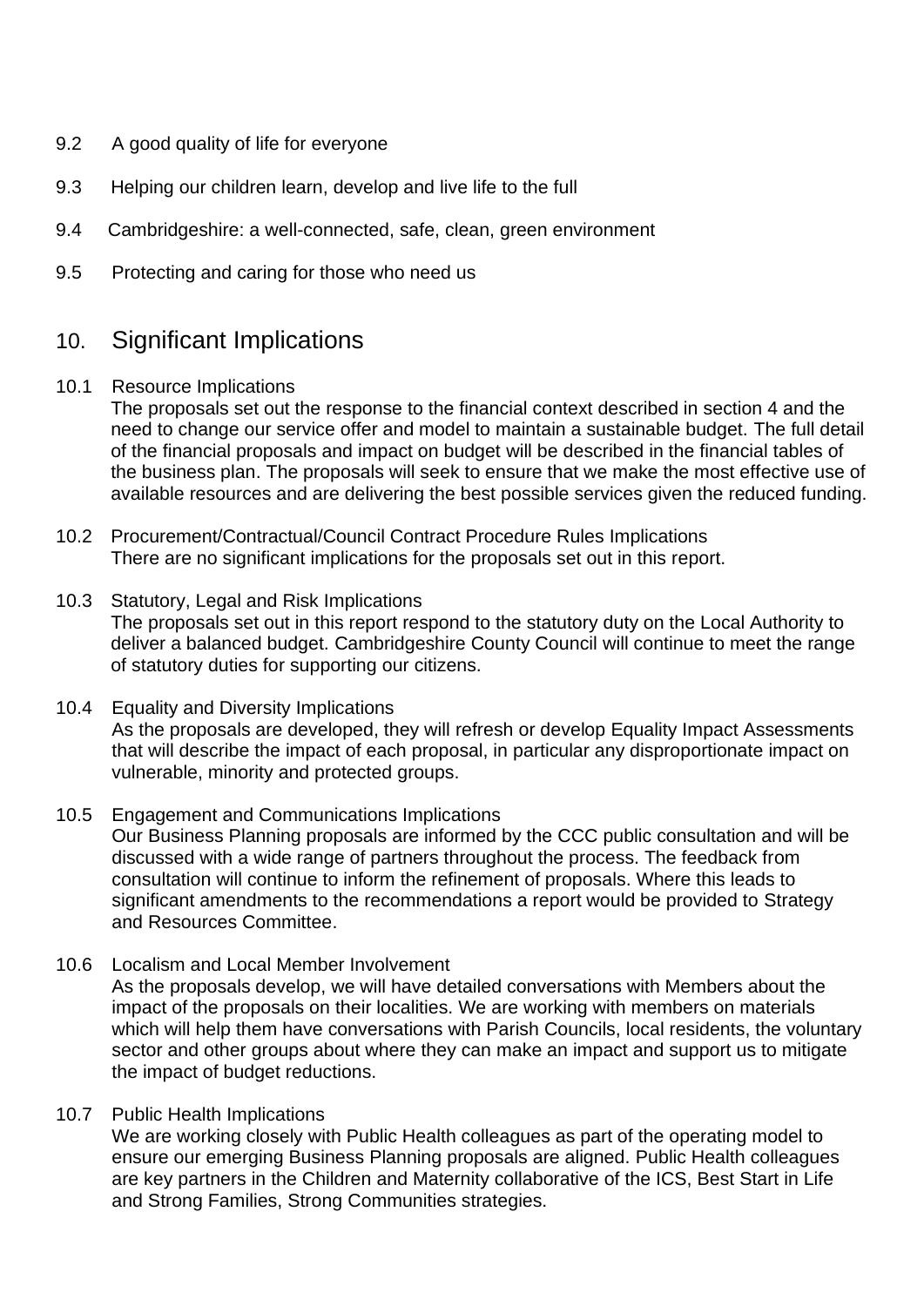9.2 A good quality of life for everyone

9.3 Helping our children learn, develop and live life to the full

9.4 Cambridgeshire: a well-connected, safe, clean, green environment

9.5 Protecting and caring for those who need us

## 10. Significant Implications

10.1 Resource Implications

The proposals set out the response to the financial context described in section 4 and the need to change our service offer and model to maintain a sustainable budget. The full detail of the financial proposals and impact on budget will be described in the financial tables of the business plan. The proposals will seek to ensure that we make the most effective use of available resources and are delivering the best possible services given the reduced funding.

10.2 Procurement/Contractual/Council Contract Procedure Rules Implications

There are no significant implications for the proposals set out in this report.

10.3 Statutory, Legal and Risk Implications

The proposals set out in this report respond to the statutory duty on the Local Authority to deliver a balanced budget. Cambridgeshire County Council will continue to meet the range of statutory duties for supporting our citizens.

10.4 Equality and Diversity Implications

As the proposals are developed, they will refresh or develop Equality Impact Assessments that will describe the impact of each proposal, in particular any disproportionate impact on vulnerable, minority and protected groups.

10.5 Engagement and Communications Implications

Our Business Planning proposals are informed by the CCC public consultation and will be discussed with a wide range of partners throughout the process. The feedback from consultation will continue to inform the refinement of proposals. Where this leads to significant amendments to the recommendations a report would be provided to Strategy and Resources Committee.

10.6 Localism and Local Member Involvement

As the proposals develop, we will have detailed conversations with Members about the impact of the proposals on their localities. We are working with members on materials which will help them have conversations with Parish Councils, local residents, the voluntary sector and other groups about where they can make an impact and support us to mitigate the impact of budget reductions.

10.7 Public Health Implications

We are working closely with Public Health colleagues as part of the operating model to ensure our emerging Business Planning proposals are aligned. Public Health colleagues are key partners in the Children and Maternity collaborative of the ICS, Best Start in Life and Strong Families, Strong Communities strategies.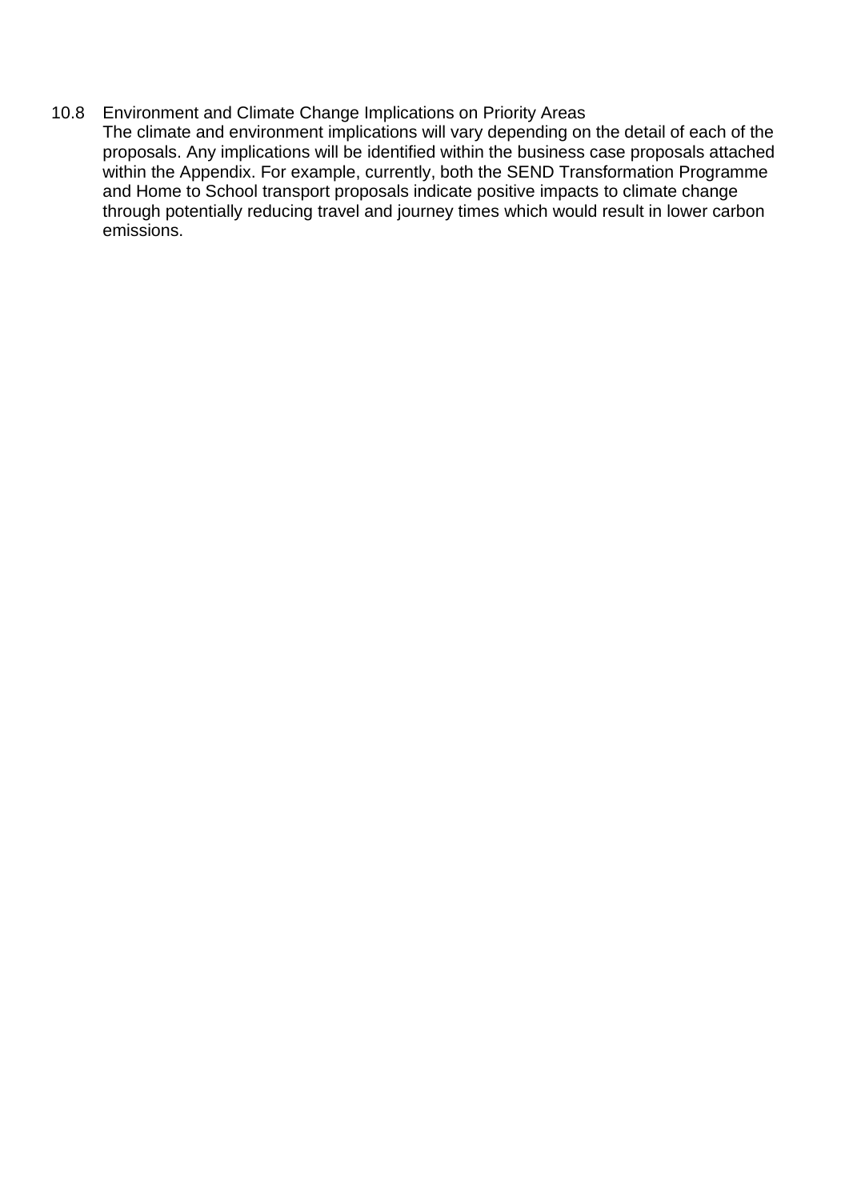10.8 Environment and Climate Change Implications on Priority Areas

The climate and environment implications will vary depending on the detail of each of the proposals. Any implications will be identified within the business case proposals attached within the Appendix. For example, currently, both the SEND Transformation Programme and Home to School transport proposals indicate positive impacts to climate change through potentially reducing travel and journey times which would result in lower carbon emissions.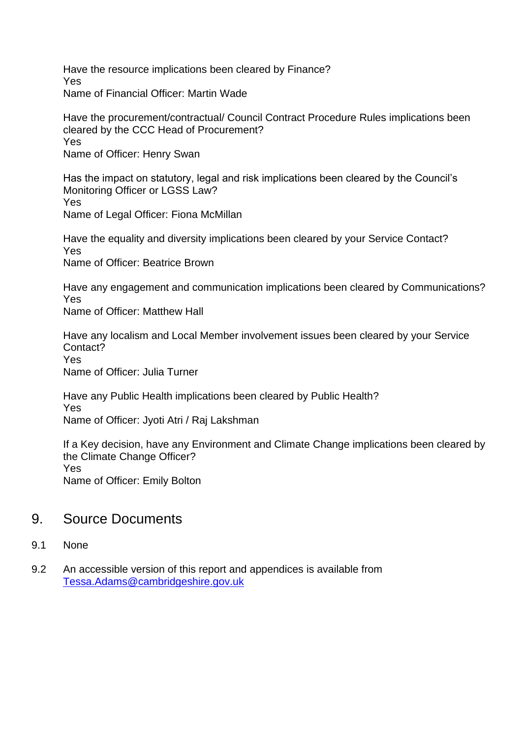Have the resource implications been cleared by Finance?
Yes
Name of Financial Officer: Martin Wade

Have the procurement/contractual/ Council Contract Procedure Rules implications been cleared by the CCC Head of Procurement?
Yes
Name of Officer: Henry Swan

Has the impact on statutory, legal and risk implications been cleared by the Council's Monitoring Officer or LGSS Law?
Yes
Name of Legal Officer: Fiona McMillan

Have the equality and diversity implications been cleared by your Service Contact?
Yes
Name of Officer: Beatrice Brown

Have any engagement and communication implications been cleared by Communications?
Yes
Name of Officer: Matthew Hall

Have any localism and Local Member involvement issues been cleared by your Service Contact?
Yes
Name of Officer: Julia Turner

Have any Public Health implications been cleared by Public Health?
Yes
Name of Officer: Jyoti Atri / Raj Lakshman

If a Key decision, have any Environment and Climate Change implications been cleared by the Climate Change Officer?
Yes
Name of Officer: Emily Bolton

## 9. Source Documents

9.1 None

9.2 An accessible version of this report and appendices is available from [Tessa.Adams@cambridgeshire.gov.uk](mailto:Tessa.Adams@cambridgeshire.gov.uk)